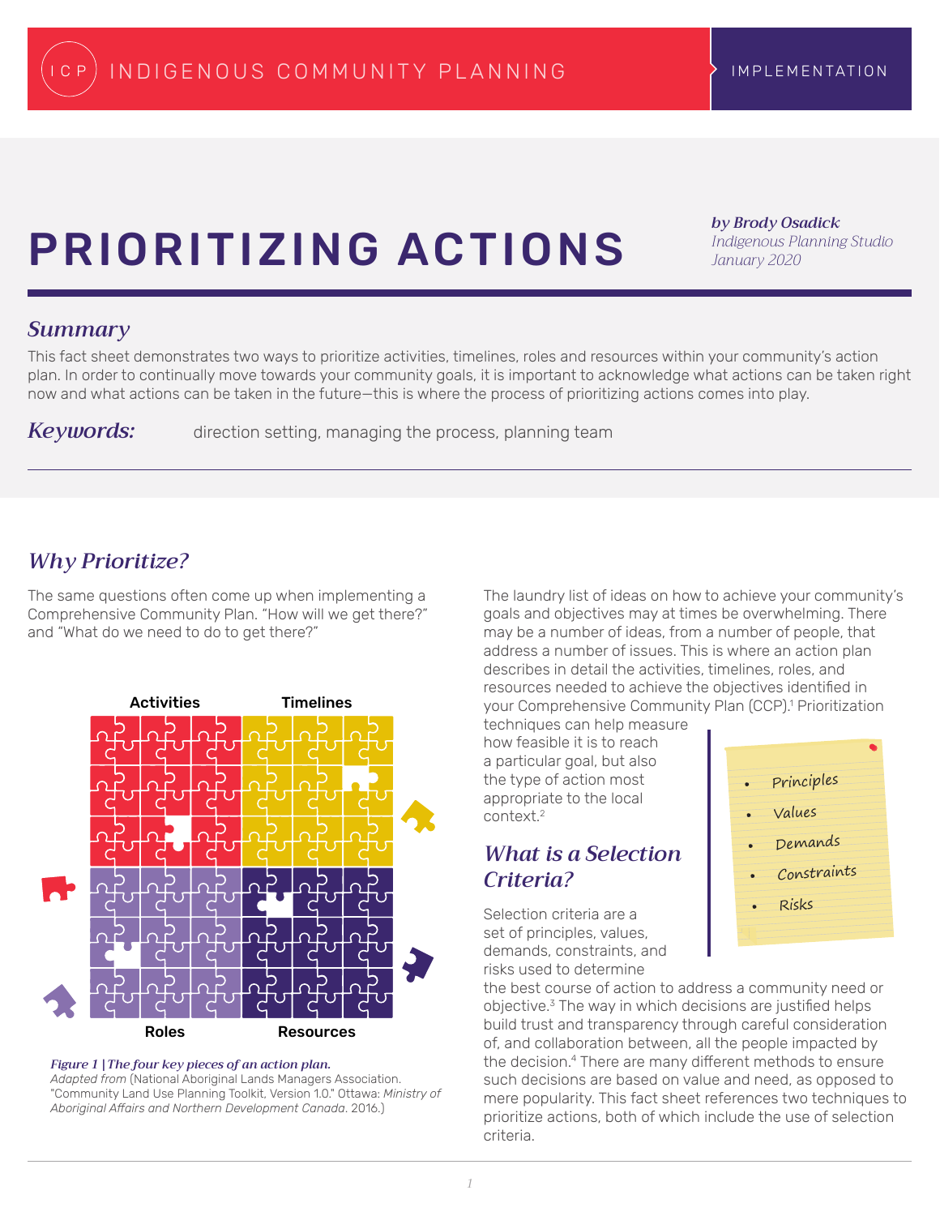# PRIORITIZING ACTIONS

*by Brody Osadick*
*Indigenous Planning Studio*
*January 2020*

## *Summary*

This fact sheet demonstrates two ways to prioritize activities, timelines, roles and resources within your community's action plan. In order to continually move towards your community goals, it is important to acknowledge what actions can be taken right now and what actions can be taken in the future—this is where the process of prioritizing actions comes into play.

***Keywords:*** direction setting, managing the process, planning team

## *Why Prioritize?*

The same questions often come up when implementing a Comprehensive Community Plan. "How will we get there?" and "What do we need to do to get there?"

Activities | Timelines | Roles | Resources

***Figure 1 | The four key pieces of an action plan.***
*Adapted from* (National Aboriginal Lands Managers Association. "Community Land Use Planning Toolkit, Version 1.0." Ottawa: *Ministry of Aboriginal Affairs and Northern Development Canada*. 2016.)

The laundry list of ideas on how to achieve your community's goals and objectives may at times be overwhelming. There may be a number of ideas, from a number of people, that address a number of issues. This is where an action plan describes in detail the activities, timelines, roles, and resources needed to achieve the objectives identified in your Comprehensive Community Plan (CCP).[1] Prioritization techniques can help measure how feasible it is to reach a particular goal, but also the type of action most appropriate to the local context.[2]

## *What is a Selection Criteria?*

Selection criteria are a set of principles, values, demands, constraints, and risks used to determine the best course of action to address a community need or objective.[3] The way in which decisions are justified helps build trust and transparency through careful consideration of, and collaboration between, all the people impacted by the decision.[4] There are many different methods to ensure such decisions are based on value and need, as opposed to mere popularity. This fact sheet references two techniques to prioritize actions, both of which include the use of selection criteria.

- Principles
- Values
- Demands
- Constraints
- Risks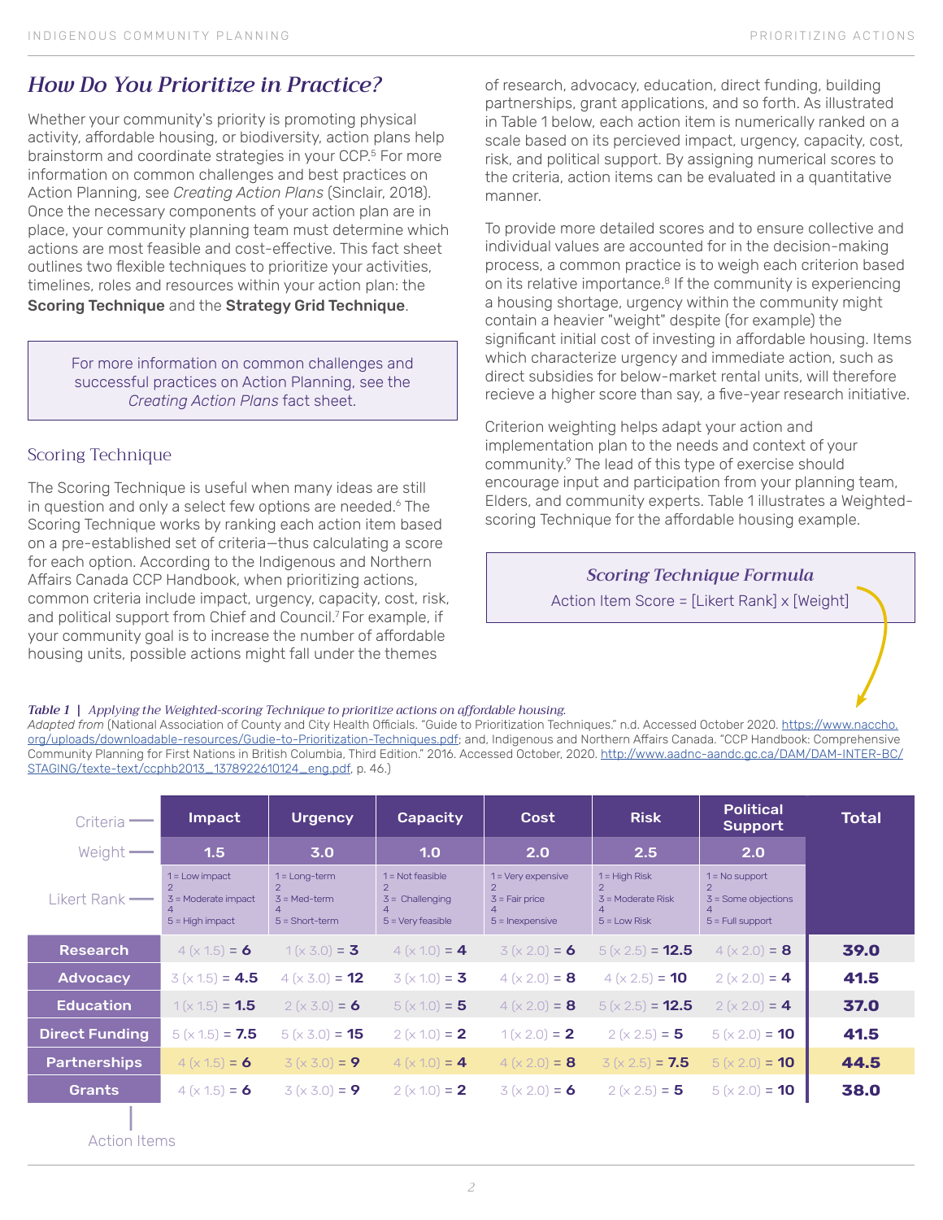## How Do You Prioritize in Practice?

Whether your community's priority is promoting physical activity, affordable housing, or biodiversity, action plans help brainstorm and coordinate strategies in your CCP.[5] For more information on common challenges and best practices on Action Planning, see *Creating Action Plans* (Sinclair, 2018). Once the necessary components of your action plan are in place, your community planning team must determine which actions are most feasible and cost-effective. This fact sheet outlines two flexible techniques to prioritize your activities, timelines, roles and resources within your action plan: the **Scoring Technique** and the **Strategy Grid Technique**.

> For more information on common challenges and successful practices on Action Planning, see the *Creating Action Plans* fact sheet.

### Scoring Technique

The Scoring Technique is useful when many ideas are still in question and only a select few options are needed.[6] The Scoring Technique works by ranking each action item based on a pre-established set of criteria—thus calculating a score for each option. According to the Indigenous and Northern Affairs Canada CCP Handbook, when prioritizing actions, common criteria include impact, urgency, capacity, cost, risk, and political support from Chief and Council.[7] For example, if your community goal is to increase the number of affordable housing units, possible actions might fall under the themes of research, advocacy, education, direct funding, building partnerships, grant applications, and so forth. As illustrated in Table 1 below, each action item is numerically ranked on a scale based on its percieved impact, urgency, capacity, cost, risk, and political support. By assigning numerical scores to the criteria, action items can be evaluated in a quantitative manner.

To provide more detailed scores and to ensure collective and individual values are accounted for in the decision-making process, a common practice is to weigh each criterion based on its relative importance.[8] If the community is experiencing a housing shortage, urgency within the community might contain a heavier "weight" despite (for example) the significant initial cost of investing in affordable housing. Items which characterize urgency and immediate action, such as direct subsidies for below-market rental units, will therefore recieve a higher score than say, a five-year research initiative.

Criterion weighting helps adapt your action and implementation plan to the needs and context of your community.[9] The lead of this type of exercise should encourage input and participation from your planning team, Elders, and community experts. Table 1 illustrates a Weighted-scoring Technique for the affordable housing example.

> ***Scoring Technique Formula***
> Action Item Score = [Likert Rank] x [Weight]

***Table 1 | Applying the Weighted-scoring Technique to prioritize actions on affordable housing.***
*Adapted from* (National Association of County and City Health Officials. "Guide to Prioritization Techniques." n.d. Accessed October 2020. https://www.naccho.org/uploads/downloadable-resources/Gudie-to-Prioritization-Techniques.pdf; and, Indigenous and Northern Affairs Canada. "CCP Handbook: Comprehensive Community Planning for First Nations in British Columbia, Third Edition." 2016. Accessed October, 2020. http://www.aadnc-aandc.gc.ca/DAM/DAM-INTER-BC/STAGING/texte-text/ccphb2013_1378922610124_eng.pdf, p. 46.)

| Criteria | Impact | Urgency | Capacity | Cost | Risk | Political Support | Total |
|---|---|---|---|---|---|---|---|
| Weight | 1.5 | 3.0 | 1.0 | 2.0 | 2.5 | 2.0 | |
| Likert Rank | 1 = Low impact<br>2<br>3 = Moderate impact<br>4<br>5 = High impact | 1 = Long-term<br>2<br>3 = Med-term<br>4<br>5 = Short-term | 1 = Not feasible<br>2<br>3 = Challenging<br>4<br>5 = Very feasible | 1 = Very expensive<br>2<br>3 = Fair price<br>4<br>5 = Inexpensive | 1 = High Risk<br>2<br>3 = Moderate Risk<br>4<br>5 = Low Risk | 1 = No support<br>2<br>3 = Some objections<br>4<br>5 = Full support | |
| **Research** | 4 (x 1.5) = **6** | 1 (x 3.0) = **3** | 4 (x 1.0) = **4** | 3 (x 2.0) = **6** | 5 (x 2.5) = **12.5** | 4 (x 2.0) = **8** | **39.0** |
| **Advocacy** | 3 (x 1.5) = **4.5** | 4 (x 3.0) = **12** | 3 (x 1.0) = **3** | 4 (x 2.0) = **8** | 4 (x 2.5) = **10** | 2 (x 2.0) = **4** | **41.5** |
| **Education** | 1 (x 1.5) = **1.5** | 2 (x 3.0) = **6** | 5 (x 1.0) = **5** | 4 (x 2.0) = **8** | 5 (x 2.5) = **12.5** | 2 (x 2.0) = **4** | **37.0** |
| **Direct Funding** | 5 (x 1.5) = **7.5** | 5 (x 3.0) = **15** | 2 (x 1.0) = **2** | 1 (x 2.0) = **2** | 2 (x 2.5) = **5** | 5 (x 2.0) = **10** | **41.5** |
| **Partnerships** | 4 (x 1.5) = **6** | 3 (x 3.0) = **9** | 4 (x 1.0) = **4** | 4 (x 2.0) = **8** | 3 (x 2.5) = **7.5** | 5 (x 2.0) = **10** | **44.5** |
| **Grants** | 4 (x 1.5) = **6** | 3 (x 3.0) = **9** | 2 (x 1.0) = **2** | 3 (x 2.0) = **6** | 2 (x 2.5) = **5** | 5 (x 2.0) = **10** | **38.0** |

Action Items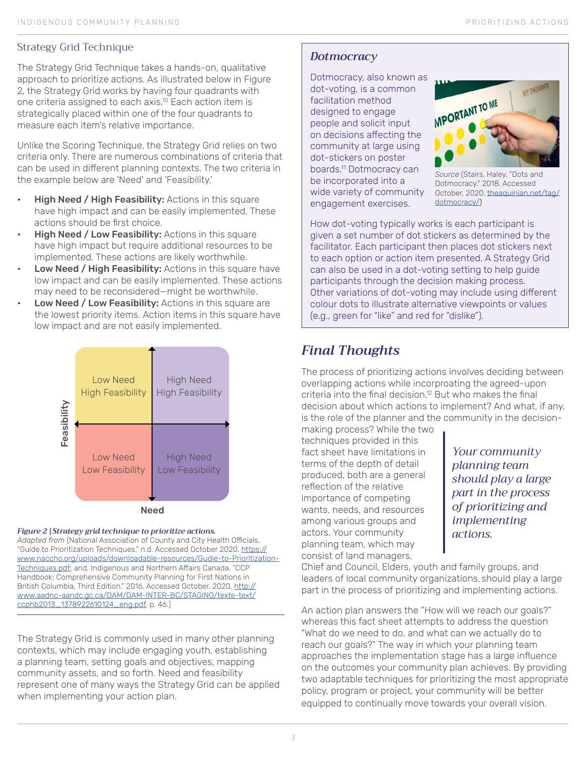## Strategy Grid Technique

The Strategy Grid Technique takes a hands-on, qualitative approach to prioritize actions. As illustrated below in Figure 2, the Strategy Grid works by having four quadrants with one criteria assigned to each axis.[10] Each action item is strategically placed within one of the four quadrants to measure each item's relative importance.

Unlike the Scoring Technique, the Strategy Grid relies on two criteria only. There are numerous combinations of criteria that can be used in different planning contexts. The two criteria in the example below are 'Need' and 'Feasibility.'

- **High Need / High Feasibility:** Actions in this square have high impact and can be easily implemented. These actions should be first choice.
- **High Need / Low Feasibility:** Actions in this square have high impact but require additional resources to be implemented. These actions are likely worthwhile.
- **Low Need / High Feasibility:** Actions in this square have low impact and can be easily implemented. These actions may need to be reconsidered—might be worthwhile.
- **Low Need / Low Feasibility:** Actions in this square are the lowest priority items. Action items in this square have low impact and are not easily implemented.

| Feasibility ↑ | | |
|---|---|---|
| | Low Need / High Feasibility | High Need / High Feasibility |
| | Low Need / Low Feasibility | High Need / Low Feasibility |
| | Need → | |

***Figure 2 | Strategy grid technique to prioritize actions.***
*Adapted from* (National Association of County and City Health Officials. "Guide to Prioritization Techniques." n.d. Accessed October 2020. https://www.naccho.org/uploads/downloadable-resources/Gudie-to-Prioritization-Techniques.pdf; and, Indigenous and Northern Affairs Canada. "CCP Handbook: Comprehensive Community Planning for First Nations in British Columbia, Third Edition." 2016. Accessed October, 2020. http://www.aadnc-aandc.gc.ca/DAM/DAM-INTER-BC/STAGING/texte-text/ccphb2013_1378922610124_eng.pdf, p. 46.)

The Strategy Grid is commonly used in many other planning contexts, which may include engaging youth, establishing a planning team, setting goals and objectives, mapping community assets, and so forth. Need and feasibility represent one of many ways the Strategy Grid can be applied when implementing your action plan.

### *Dotmocracy*

Dotmocracy, also known as dot-voting, is a common facilitation method designed to engage people and solicit input on decisions affecting the community at large using dot-stickers on poster boards.[11] Dotmocracy can be incorporated into a wide variety of community engagement exercises.

*Source* (Stairs, Haley. "Dots and Dotmocracy." 2018. Accessed October, 2020. theaquinian.net/tag/dotmocracy/)

How dot-voting typically works is each participant is given a set number of dot stickers as determined by the facilitator. Each participant then places dot stickers next to each option or action item presented. A Strategy Grid can also be used in a dot-voting setting to help guide participants through the decision making process. Other variations of dot-voting may include using different colour dots to illustrate alternative viewpoints or values (e.g., green for "like" and red for "dislike").

## *Final Thoughts*

The process of prioritizing actions involves deciding between overlapping actions while incorporating the agreed-upon criteria into the final decision.[12] But who makes the final decision about which actions to implement? And what, if any, is the role of the planner and the community in the decision-making process? While the two techniques provided in this fact sheet have limitations in terms of the depth of detail produced, both are a general reflection of the relative importance of competing wants, needs, and resources among various groups and actors. Your community planning team, which may consist of land managers, Chief and Council, Elders, youth and family groups, and leaders of local community organizations, should play a large part in the process of prioritizing and implementing actions.

> *Your community planning team should play a large part in the process of prioritizing and implementing actions.*

An action plan answers the "How will we reach our goals?" whereas this fact sheet attempts to address the question "What do we need to do, and what can we actually do to reach our goals?" The way in which your planning team approaches the implementation stage has a large influence on the outcomes your community plan achieves. By providing two adaptable techniques for prioritizing the most appropriate policy, program or project, your community will be better equipped to continually move towards your overall vision.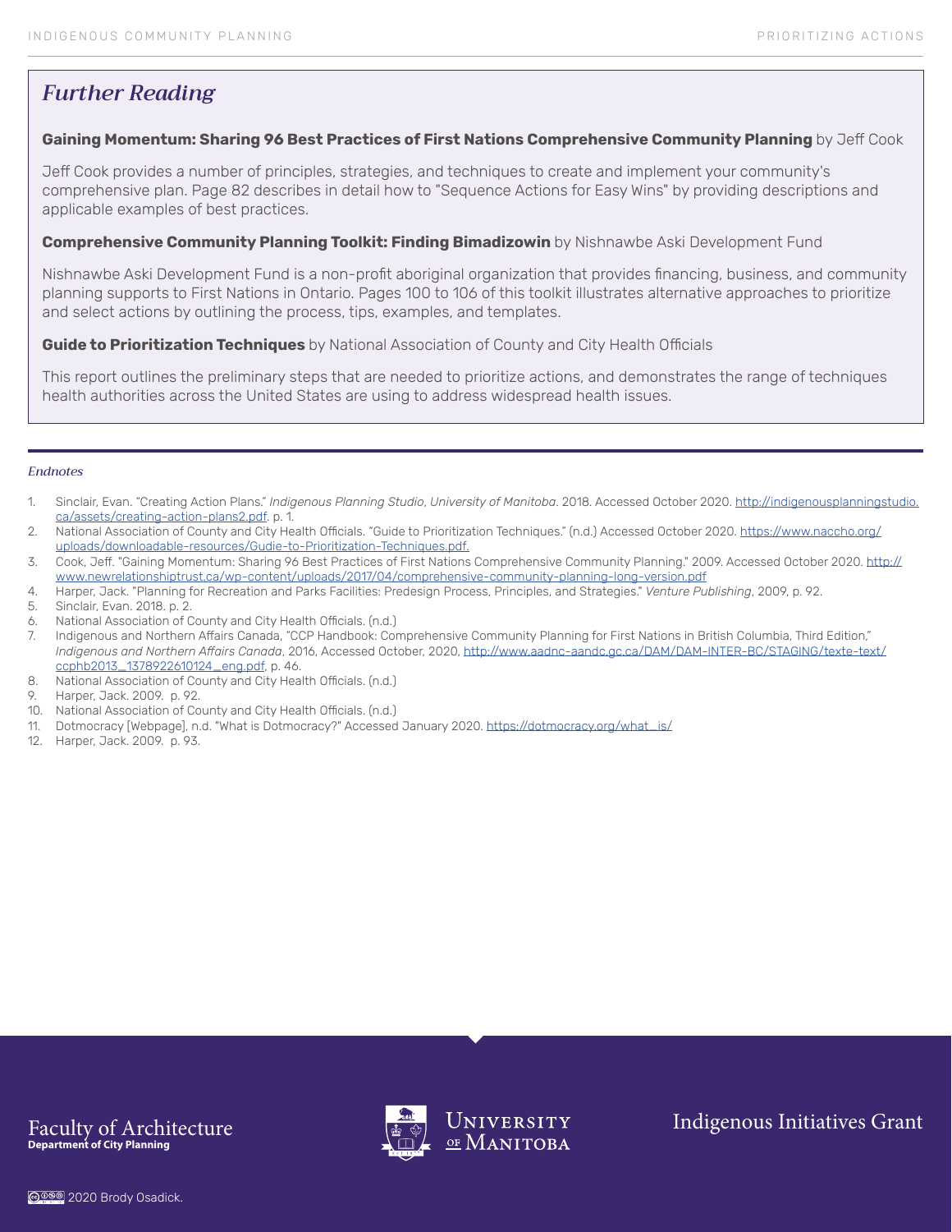## *Further Reading*

**Gaining Momentum: Sharing 96 Best Practices of First Nations Comprehensive Community Planning** by Jeff Cook

Jeff Cook provides a number of principles, strategies, and techniques to create and implement your community's comprehensive plan. Page 82 describes in detail how to "Sequence Actions for Easy Wins" by providing descriptions and applicable examples of best practices.

**Comprehensive Community Planning Toolkit: Finding Bimadizowin** by Nishnawbe Aski Development Fund

Nishnawbe Aski Development Fund is a non-profit aboriginal organization that provides financing, business, and community planning supports to First Nations in Ontario. Pages 100 to 106 of this toolkit illustrates alternative approaches to prioritize and select actions by outlining the process, tips, examples, and templates.

**Guide to Prioritization Techniques** by National Association of County and City Health Officials

This report outlines the preliminary steps that are needed to prioritize actions, and demonstrates the range of techniques health authorities across the United States are using to address widespread health issues.

### *Endnotes*

1. Sinclair, Evan. "Creating Action Plans." *Indigenous Planning Studio, University of Manitoba*. 2018. Accessed October 2020. http://indigenousplanningstudio.ca/assets/creating-action-plans2.pdf. p. 1.
2. National Association of County and City Health Officials. "Guide to Prioritization Techniques." (n.d.) Accessed October 2020. https://www.naccho.org/uploads/downloadable-resources/Gudie-to-Prioritization-Techniques.pdf.
3. Cook, Jeff. "Gaining Momentum: Sharing 96 Best Practices of First Nations Comprehensive Community Planning." 2009. Accessed October 2020. http://www.newrelationshiptrust.ca/wp-content/uploads/2017/04/comprehensive-community-planning-long-version.pdf
4. Harper, Jack. "Planning for Recreation and Parks Facilities: Predesign Process, Principles, and Strategies." *Venture Publishing*, 2009, p. 92.
5. Sinclair, Evan. 2018. p. 2.
6. National Association of County and City Health Officials. (n.d.)
7. Indigenous and Northern Affairs Canada, "CCP Handbook: Comprehensive Community Planning for First Nations in British Columbia, Third Edition," *Indigenous and Northern Affairs Canada*, 2016, Accessed October, 2020, http://www.aadnc-aandc.gc.ca/DAM/DAM-INTER-BC/STAGING/texte-text/ccphb2013_1378922610124_eng.pdf, p. 46.
8. National Association of County and City Health Officials. (n.d.)
9. Harper, Jack. 2009. p. 92.
10. National Association of County and City Health Officials. (n.d.)
11. Dotmocracy [Webpage], n.d. "What is Dotmocracy?" Accessed January 2020. https://dotmocracy.org/what_is/
12. Harper, Jack. 2009. p. 93.

Faculty of Architecture
**Department of City Planning**

University of Manitoba

Indigenous Initiatives Grant

2020 Brody Osadick.